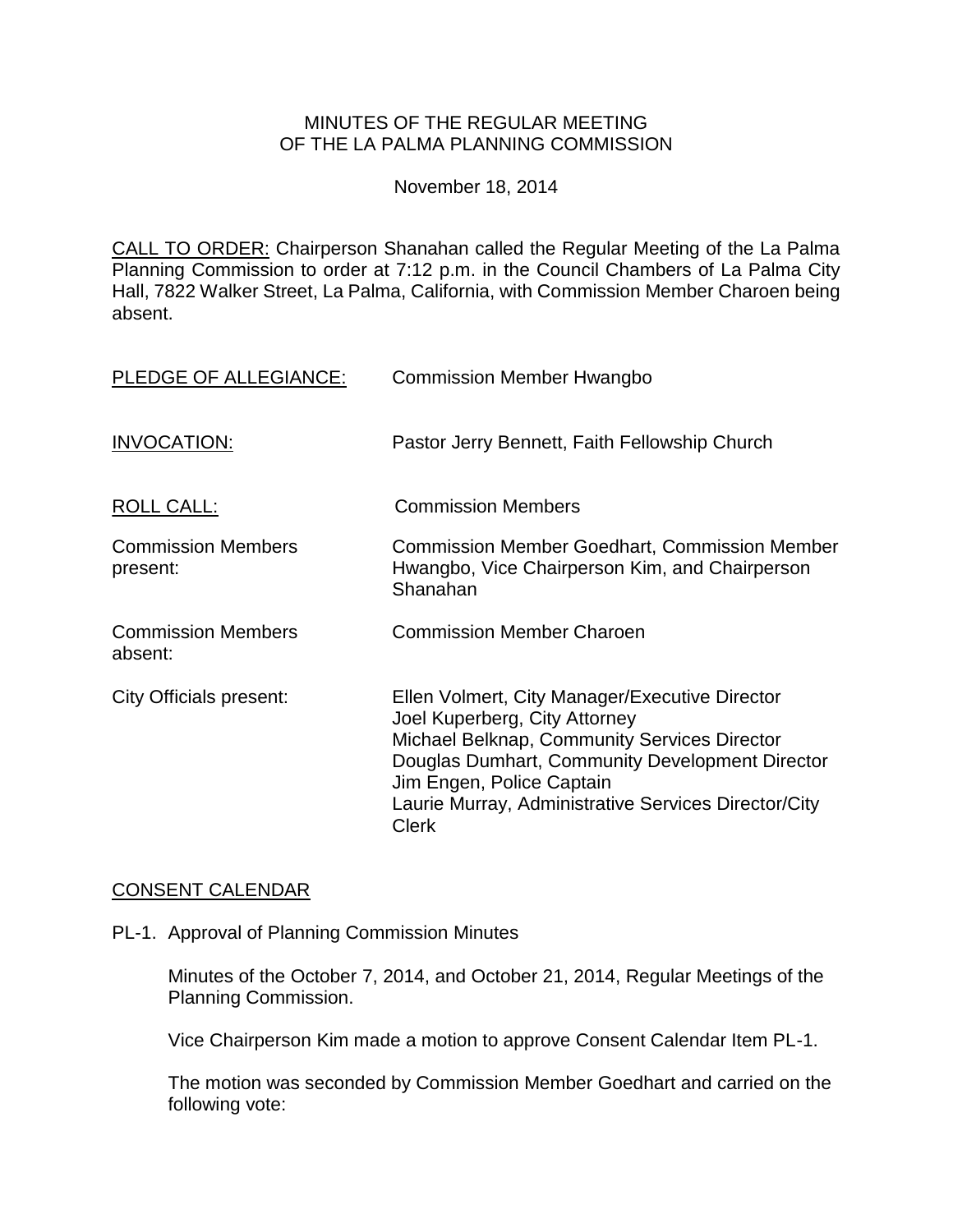# MINUTES OF THE REGULAR MEETING OF THE LA PALMA PLANNING COMMISSION

November 18, 2014

CALL TO ORDER: Chairperson Shanahan called the Regular Meeting of the La Palma Planning Commission to order at 7:12 p.m. in the Council Chambers of La Palma City Hall, 7822 Walker Street, La Palma, California, with Commission Member Charoen being absent.

PLEDGE OF ALLEGIANCE: Commission Member Hwangbo

INVOCATION: Pastor Jerry Bennett, Faith Fellowship Church

ROLL CALL: Commission Members

Commission Members present: Commission Member Goedhart, Commission Member Hwangbo, Vice Chairperson Kim, and Chairperson Shanahan

Commission Members absent: Commission Member Charoen

City Officials present:
Ellen Volmert, City Manager/Executive Director
Joel Kuperberg, City Attorney
Michael Belknap, Community Services Director
Douglas Dumhart, Community Development Director
Jim Engen, Police Captain
Laurie Murray, Administrative Services Director/City Clerk

## CONSENT CALENDAR

PL-1. Approval of Planning Commission Minutes

Minutes of the October 7, 2014, and October 21, 2014, Regular Meetings of the Planning Commission.

Vice Chairperson Kim made a motion to approve Consent Calendar Item PL-1.

The motion was seconded by Commission Member Goedhart and carried on the following vote: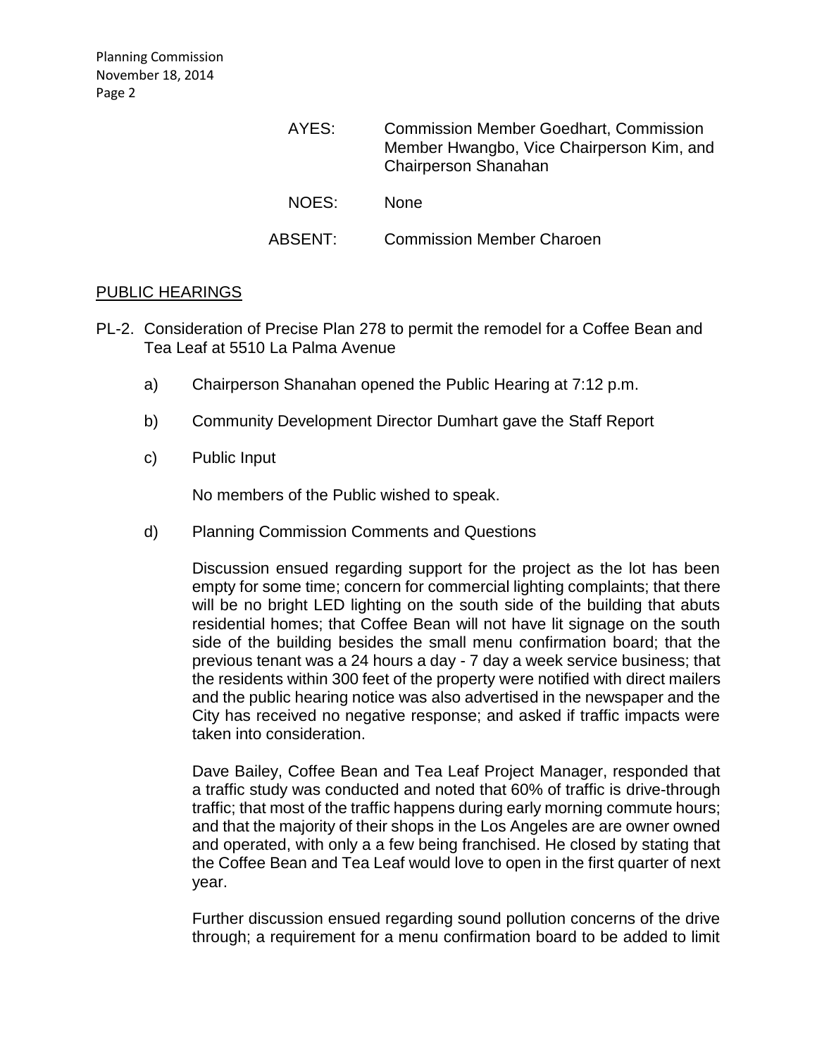AYES: Commission Member Goedhart, Commission Member Hwangbo, Vice Chairperson Kim, and Chairperson Shanahan

NOES: None

ABSENT: Commission Member Charoen

PUBLIC HEARINGS

PL-2. Consideration of Precise Plan 278 to permit the remodel for a Coffee Bean and Tea Leaf at 5510 La Palma Avenue

a) Chairperson Shanahan opened the Public Hearing at 7:12 p.m.

b) Community Development Director Dumhart gave the Staff Report

c) Public Input

No members of the Public wished to speak.

d) Planning Commission Comments and Questions

Discussion ensued regarding support for the project as the lot has been empty for some time; concern for commercial lighting complaints; that there will be no bright LED lighting on the south side of the building that abuts residential homes; that Coffee Bean will not have lit signage on the south side of the building besides the small menu confirmation board; that the previous tenant was a 24 hours a day - 7 day a week service business; that the residents within 300 feet of the property were notified with direct mailers and the public hearing notice was also advertised in the newspaper and the City has received no negative response; and asked if traffic impacts were taken into consideration.

Dave Bailey, Coffee Bean and Tea Leaf Project Manager, responded that a traffic study was conducted and noted that 60% of traffic is drive-through traffic; that most of the traffic happens during early morning commute hours; and that the majority of their shops in the Los Angeles are are owner owned and operated, with only a a few being franchised. He closed by stating that the Coffee Bean and Tea Leaf would love to open in the first quarter of next year.

Further discussion ensued regarding sound pollution concerns of the drive through; a requirement for a menu confirmation board to be added to limit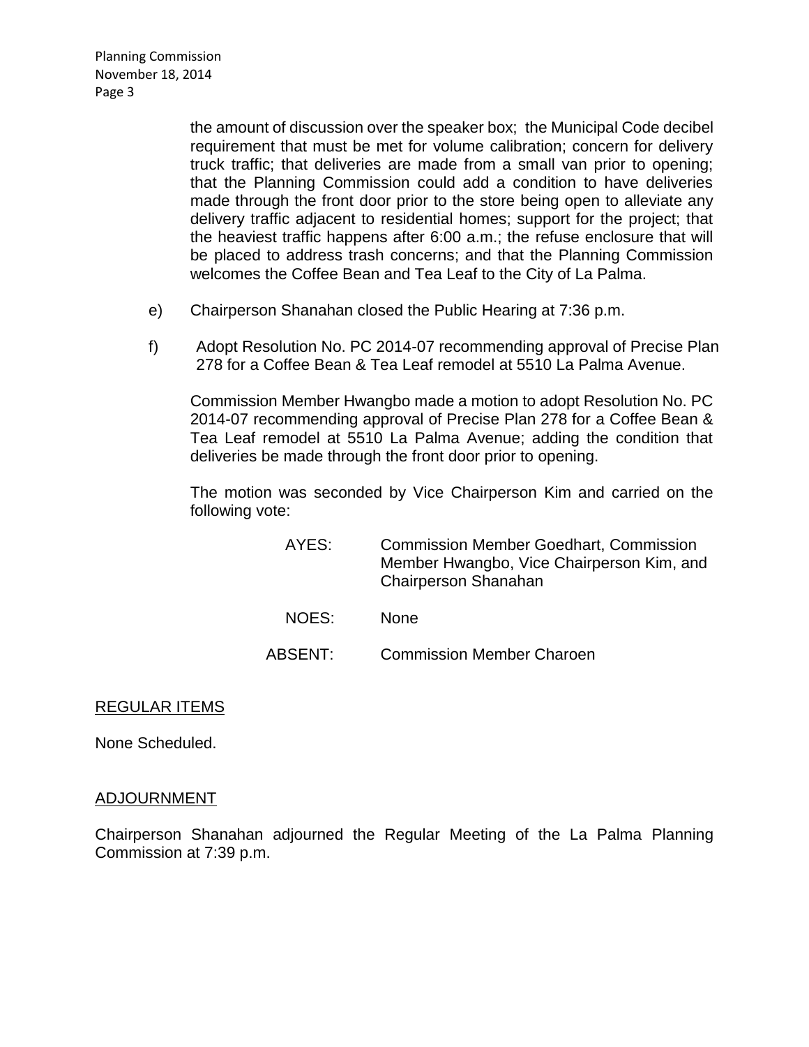the amount of discussion over the speaker box; the Municipal Code decibel requirement that must be met for volume calibration; concern for delivery truck traffic; that deliveries are made from a small van prior to opening; that the Planning Commission could add a condition to have deliveries made through the front door prior to the store being open to alleviate any delivery traffic adjacent to residential homes; support for the project; that the heaviest traffic happens after 6:00 a.m.; the refuse enclosure that will be placed to address trash concerns; and that the Planning Commission welcomes the Coffee Bean and Tea Leaf to the City of La Palma.

e) Chairperson Shanahan closed the Public Hearing at 7:36 p.m.

f) Adopt Resolution No. PC 2014-07 recommending approval of Precise Plan 278 for a Coffee Bean & Tea Leaf remodel at 5510 La Palma Avenue.

Commission Member Hwangbo made a motion to adopt Resolution No. PC 2014-07 recommending approval of Precise Plan 278 for a Coffee Bean & Tea Leaf remodel at 5510 La Palma Avenue; adding the condition that deliveries be made through the front door prior to opening.

The motion was seconded by Vice Chairperson Kim and carried on the following vote:

AYES: Commission Member Goedhart, Commission Member Hwangbo, Vice Chairperson Kim, and Chairperson Shanahan

NOES: None

ABSENT: Commission Member Charoen

## REGULAR ITEMS

None Scheduled.

## ADJOURNMENT

Chairperson Shanahan adjourned the Regular Meeting of the La Palma Planning Commission at 7:39 p.m.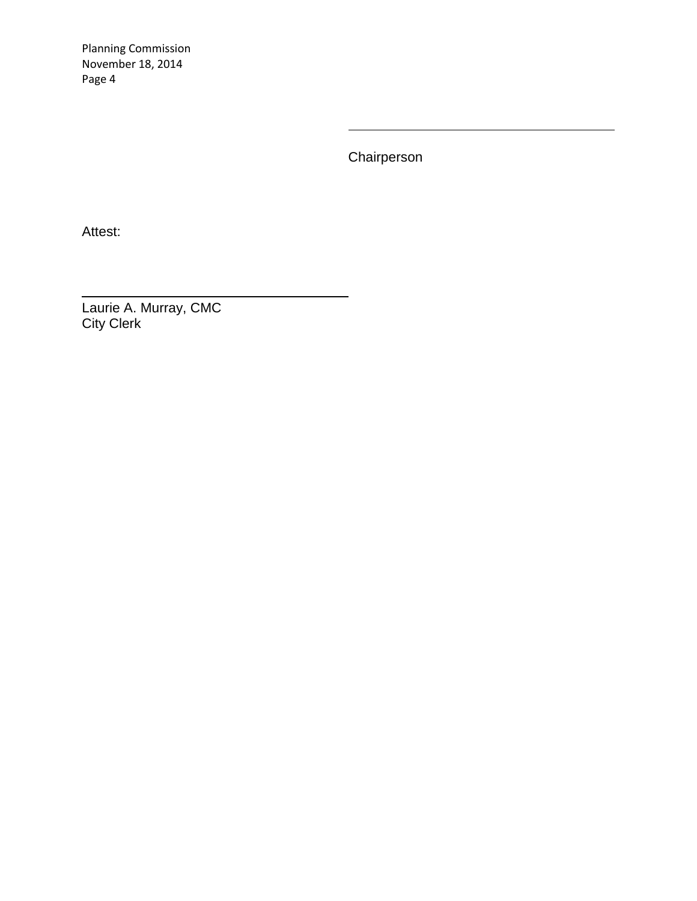\_\_\_\_\_\_\_\_\_\_\_\_\_\_\_\_\_\_\_\_\_\_\_\_\_\_\_\_\_\_\_\_\_\_\_\_\_\_

Chairperson

Attest:

\_\_\_\_\_\_\_\_\_\_\_\_\_\_\_\_\_\_\_\_\_\_\_\_\_\_\_\_\_\_\_\_\_\_\_\_\_\_

Laurie A. Murray, CMC
City Clerk